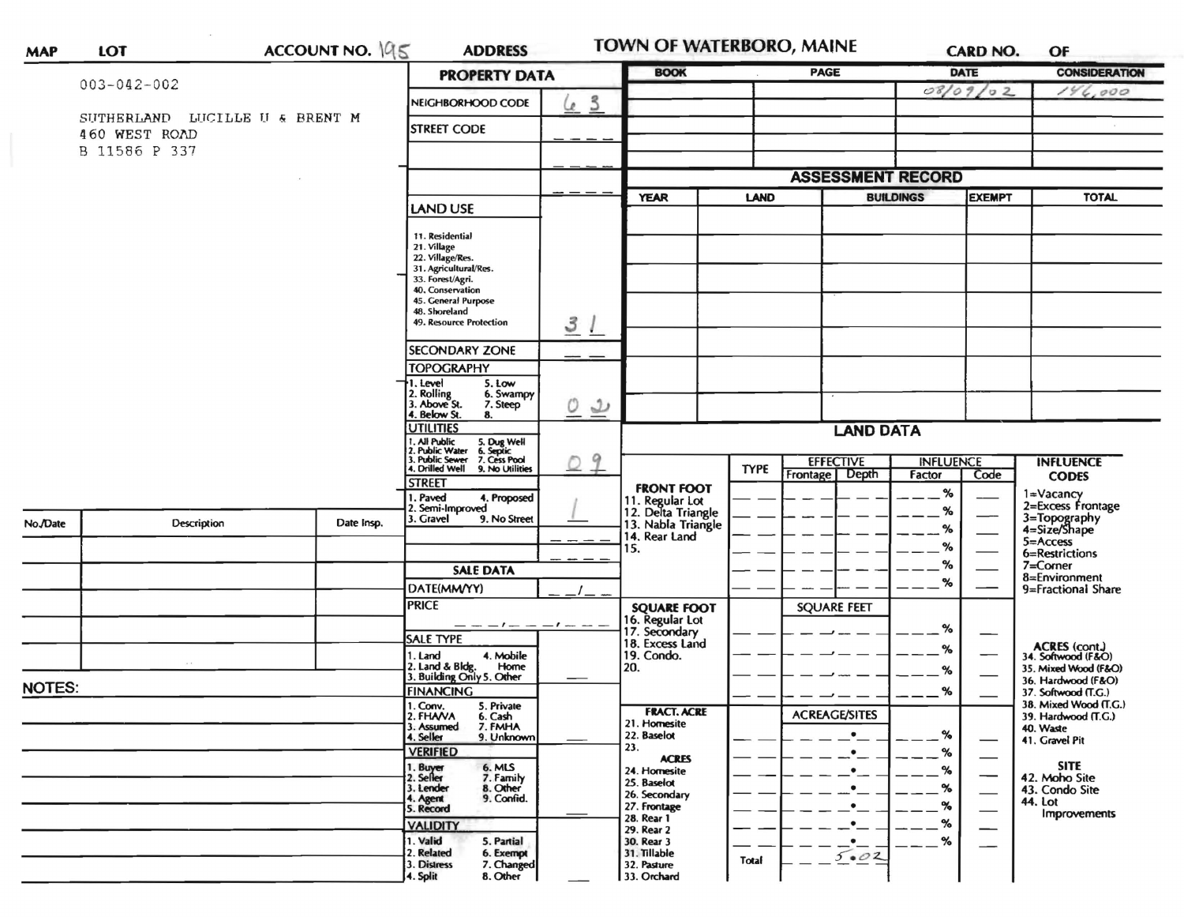**MAP** | **LOT** | **ACCOUNT NO.** 195 | **ADDRESS** | **TOWN OF WATERBORO, MAINE** | **CARD NO.** | **OF**

003-042-002

SUTHERLAND LUCILLE U & BRENT M
460 WEST ROAD
B 11586 P 337

## PROPERTY DATA

| | |
|---|---|
| NEIGHBORHOOD CODE | 63 |
| STREET CODE | |

### LAND USE

11. Residential
21. Village
22. Village/Res.
31. Agricultural/Res.
33. Forest/Agri.
40. Conservation
45. General Purpose
48. Shoreland
49. Resource Protection

Land use: 31

### SECONDARY ZONE

### TOPOGRAPHY

1. Level 5. Low
2. Rolling 6. Swampy
3. Above St. 7. Steep
4. Below St. 8.

Topography: 02

### UTILITIES

1. All Public 5. Dug Well
2. Public Water 6. Septic
3. Public Sewer 7. Cess Pool
4. Drilled Well 9. No Utilities

Utilities: 09

### STREET

1. Paved 4. Proposed
2. Semi-Improved
3. Gravel 9. No Street

Street: 1

### SALE DATA

DATE(MM/YY)

PRICE

### SALE TYPE

1. Land 4. Mobile Home
2. Land & Bldg.
3. Building Only 5. Other

### FINANCING

1. Conv. 5. Private
2. FHA/VA 6. Cash
3. Assumed 7. FMHA
4. Seller 9. Unknown

### VERIFIED

1. Buyer 6. MLS
2. Seller 7. Family
3. Lender 8. Other
4. Agent 9. Confid.
5. Record

### VALIDITY

1. Valid 5. Partial
2. Related 6. Exempt
3. Distress 7. Changed
4. Split 8. Other

| BOOK | PAGE | DATE | CONSIDERATION |
|---|---|---|---|
| | | 08/09/02 | 146,000 |
| | | | |
| | | | |
| | | | |

## ASSESSMENT RECORD

| YEAR | LAND | BUILDINGS | EXEMPT | TOTAL |
|---|---|---|---|---|
| | | | | |
| | | | | |
| | | | | |
| | | | | |
| | | | | |
| | | | | |
| | | | | |

| No./Date | Description | Date Insp. |
|---|---|---|
| | | |
| | | |
| | | |
| | | |
| | | |

**NOTES:**

## LAND DATA

| | TYPE | EFFECTIVE Frontage | EFFECTIVE Depth | INFLUENCE Factor | INFLUENCE Code |
|---|---|---|---|---|---|
| **FRONT FOOT** 11. Regular Lot 12. Delta Triangle 13. Nabla Triangle 14. Rear Land 15. | | | | % | |
| **SQUARE FOOT** 16. Regular Lot 17. Secondary 18. Excess Land 19. Condo. 20. | | SQUARE FEET | | % | |
| **FRACT. ACRE** 21. Homesite 22. Baselot 23. **ACRES** 24. Homesite 25. Baselot 26. Secondary 27. Frontage 28. Rear 1 29. Rear 2 30. Rear 3 31. Tillable 32. Pasture 33. Orchard | | ACREAGE/SITES | | % | |
| | Total | 5.02 | | | |

**INFLUENCE CODES**

1=Vacancy
2=Excess Frontage
3=Topography
4=Size/Shape
5=Access
6=Restrictions
7=Corner
8=Environment
9=Fractional Share

**ACRES (cont.)**

34. Softwood (F&O)
35. Mixed Wood (F&O)
36. Hardwood (F&O)
37. Softwood (T.G.)
38. Mixed Wood (T.G.)
39. Hardwood (T.G.)
40. Waste
41. Gravel Pit

**SITE**

42. Moho Site
43. Condo Site
44. Lot Improvements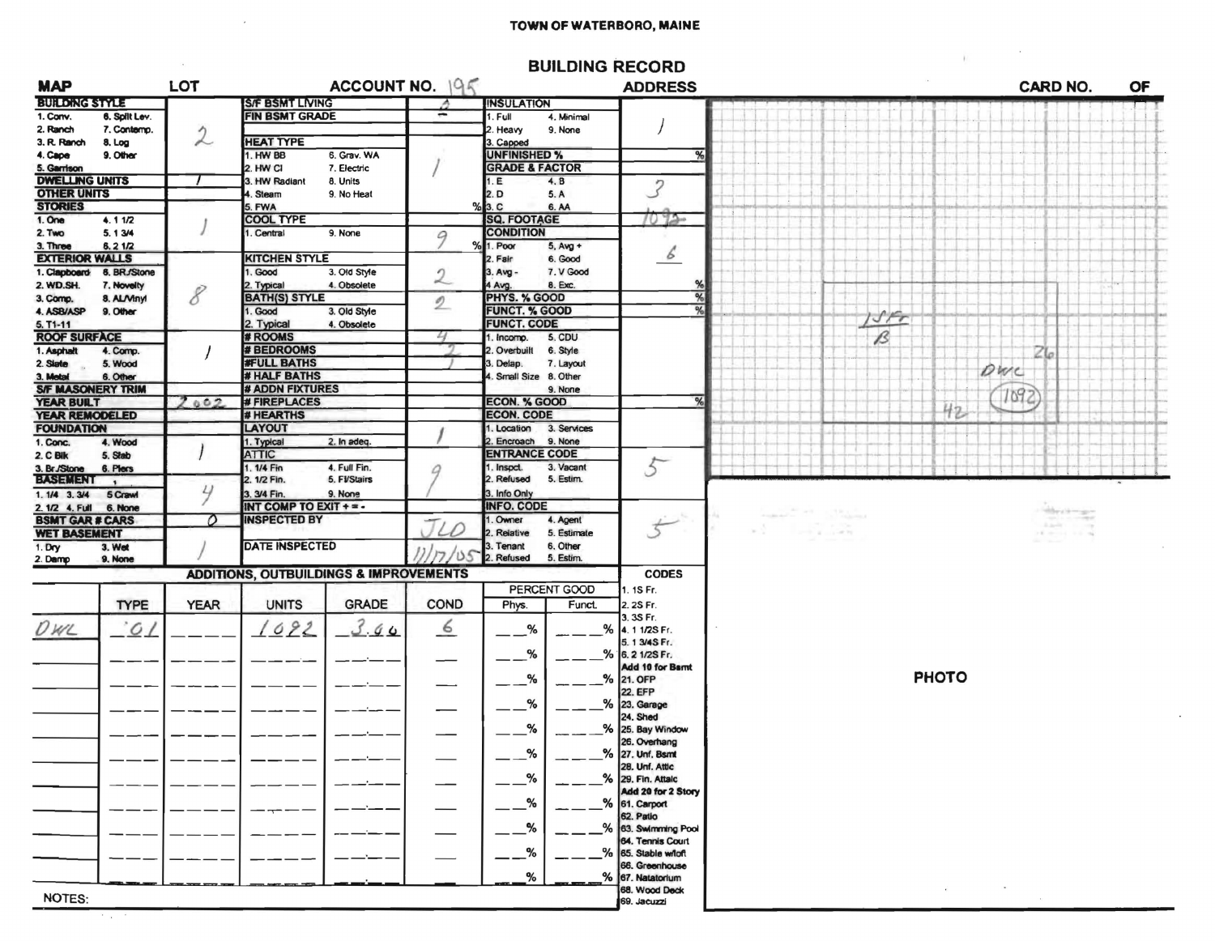**TOWN OF WATERBORO, MAINE**

## BUILDING RECORD

| MAP | LOT | ACCOUNT NO. 195 | ADDRESS | CARD NO. | OF |
|---|---|---|---|---|---|

| Field | Value | Field | Value | Field | Value |
|---|---|---|---|---|---|
| **BUILDING STYLE** (1. Conv. 2. Ranch 3. R. Ranch 4. Cape 5. Garrison 6. Split Lev. 7. Contemp. 8. Log 9. Other) | 2 | **S/F BSMT LIVING** | 2 | **INSULATION** (1. Full 2. Heavy 3. Capped 4. Minimal 9. None) | 1 |
| **DWELLING UNITS** | 1 | **FIN BSMT GRADE** | – | **UNFINISHED %** | % |
| **OTHER UNITS** | | **HEAT TYPE** (1. HW BB 2. HW CI 3. HW Radiant 4. Steam 5. FWA 6. Grav. WA 7. Electric 8. Units 9. No Heat) | 1 | **GRADE & FACTOR** (1. E 2. D 3. C 4. B 5. A 6. AA) | 3 |
| **STORIES** (1. One 2. Two 3. Three 4. 1 1/2 5. 1 3/4 6. 2 1/2) | 1 | **COOL TYPE** (1. Central 9. None) | 9 % | **SQ. FOOTAGE** | 1092 |
| **EXTERIOR WALLS** (1. Clapboard 2. WD.SH. 3. Comp. 4. ASB/ASP 5. T1-11 6. BR./Stone 7. Novelty 8. AL/Vinyl 9. Other) | 8 | **KITCHEN STYLE** (1. Good 2. Typical 3. Old Style 4. Obsolete) | 2 | **CONDITION** (1. Poor 2. Fair 3. Avg - 4. Avg. 5. Avg + 6. Good 7. V Good 8. Exc.) | 6 |
| **ROOF SURFACE** (1. Asphalt 2. Slate 3. Metal 4. Comp. 5. Wood 6. Other) | 1 | **BATH(S) STYLE** (1. Good 2. Typical 3. Old Style 4. Obsolete) | 2 | **PHYS. % GOOD** | % |
| **S/F MASONERY TRIM** | | **# ROOMS** | 4 | **FUNCT. % GOOD** | % |
| **YEAR BUILT** | 2002 | **# BEDROOMS** | 2 | **FUNCT. CODE** (1. Incomp. 2. Overbuilt 3. Delap. 4. Small Size 5. CDU 6. Style 7. Layout 8. Other 9. None) | |
| **YEAR REMODELED** | | **# FULL BATHS** | 1 | **ECON. % GOOD** | % |
| **FOUNDATION** (1. Conc. 2. C Blk 3. Br./Stone 4. Wood 5. Slab 6. Piers) | 1 | **# HALF BATHS** | | **ECON. CODE** (1. Location 2. Encroach 3. Services 9. None) | |
| **BASEMENT** (1. 1/4 2. 1/2 3. 3/4 4. Full 5 Crawl 6. None) | 4 | **# ADDN FIXTURES** | | **ENTRANCE CODE** (1. Inspct. 2. Refused 3. Info Only 3. Vacant 5. Estim.) | 5 |
| **BSMT GAR # CARS** | 0 | **# FIREPLACES** | | **INFO. CODE** (1. Owner 2. Relative 3. Tenant 4. Agent 5. Estimate 6. Other) | 5 |
| **WET BASEMENT** (1. Dry 2. Damp 3. Wet 9. None) | 1 | **# HEARTHS** | | | |
| | | **LAYOUT** (1. Typical 2. In adeq.) | 1 | | |
| | | **ATTIC** (1. 1/4 Fin 2. 1/2 Fin. 3. 3/4 Fin. 4. Full Fin. 5. Fl/Stairs 9. None) | 9 | | |
| | | **INT COMP TO EXIT + = -** | | | |
| | | **INSPECTED BY** | JLD | | |
| | | **DATE INSPECTED** | 11/17/05 | | |

### ADDITIONS, OUTBUILDINGS & IMPROVEMENTS

| | TYPE | YEAR | UNITS | GRADE | COND | PERCENT GOOD Phys. | Funct. |
|---|---|---|---|---|---|---|---|
| DWL | 01 | | 1092 | 3.00 | 6 | % | % |

**CODES**
1. 1S Fr.
2. 2S Fr.
3. 3S Fr.
4. 1 1/2S Fr.
5. 1 3/4S Fr.
6. 2 1/2S Fr.

Add 10 for Bsmt
21. OFP
22. EFP
23. Garage
24. Shed
25. Bay Window
26. Overhang
27. Unf. Bsmt
28. Unf. Attic
29. Fin. Attaic

Add 20 for 2 Story
61. Carport
62. Patio
63. Swimming Pool
64. Tennis Court
65. Stable w/loft
66. Greenhouse
67. Natatorium
68. Wood Deck
69. Jacuzzi

NOTES:

Sketch: 1SFr / B — DWL (1092) — 42 × 26

PHOTO